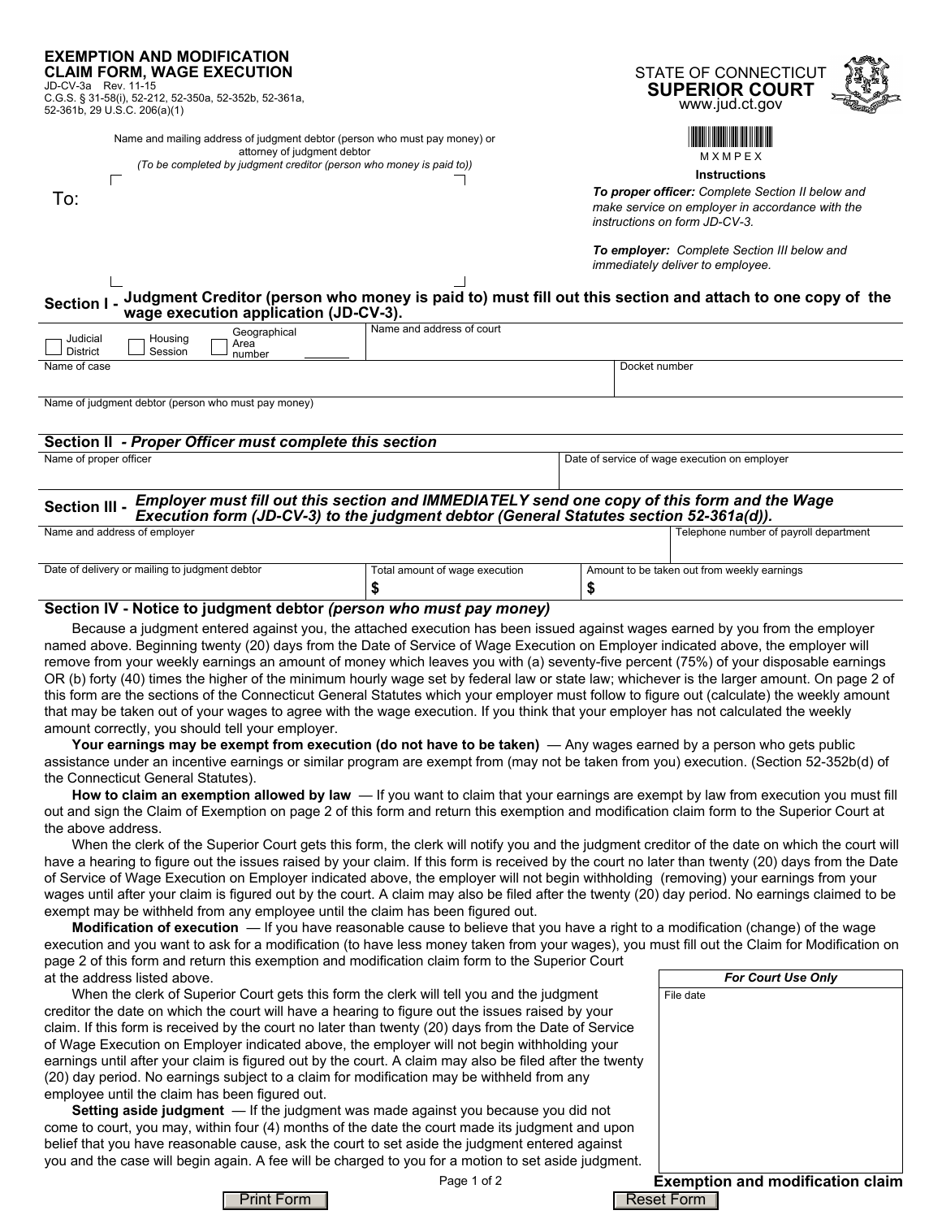# EXEMPTION AND MODIFICATION CLAIM FORM, WAGE EXECUTION

JD-CV-3a Rev. 11-15
C.G.S. § 31-58(i), 52-212, 52-350a, 52-352b, 52-361a, 52-361b, 29 U.S.C. 206(a)(1)

STATE OF CONNECTICUT
**SUPERIOR COURT**
www.jud.ct.gov

MXMPEX

Name and mailing address of judgment debtor (person who must pay money) or attorney of judgment debtor
*(To be completed by judgment creditor (person who money is paid to))*

To:

**Instructions**

***To proper officer:*** *Complete Section II below and make service on employer in accordance with the instructions on form JD-CV-3.*

***To employer:*** *Complete Section III below and immediately deliver to employee.*

## Section I - Judgment Creditor (person who money is paid to) must fill out this section and attach to one copy of the wage execution application (JD-CV-3).

| ☐ Judicial District ☐ Housing Session ☐ Geographical Area number ______ | Name and address of court |
|---|---|
| Name of case | Docket number |
| Name of judgment debtor (person who must pay money) | |

## Section II - *Proper Officer must complete this section*

| Name of proper officer | Date of service of wage execution on employer |
|---|---|
| | |

## Section III - *Employer must fill out this section and IMMEDIATELY send one copy of this form and the Wage Execution form (JD-CV-3) to the judgment debtor (General Statutes section 52-361a(d)).*

| Name and address of employer | | Telephone number of payroll department |
|---|---|---|
| Date of delivery or mailing to judgment debtor | Total amount of wage execution<br>$ | Amount to be taken out from weekly earnings<br>$ |

## Section IV - Notice to judgment debtor *(person who must pay money)*

Because a judgment entered against you, the attached execution has been issued against wages earned by you from the employer named above. Beginning twenty (20) days from the Date of Service of Wage Execution on Employer indicated above, the employer will remove from your weekly earnings an amount of money which leaves you with (a) seventy-five percent (75%) of your disposable earnings OR (b) forty (40) times the higher of the minimum hourly wage set by federal law or state law; whichever is the larger amount. On page 2 of this form are the sections of the Connecticut General Statutes which your employer must follow to figure out (calculate) the weekly amount that may be taken out of your wages to agree with the wage execution. If you think that your employer has not calculated the weekly amount correctly, you should tell your employer.

**Your earnings may be exempt from execution (do not have to be taken)** — Any wages earned by a person who gets public assistance under an incentive earnings or similar program are exempt from (may not be taken from you) execution. (Section 52-352b(d) of the Connecticut General Statutes).

**How to claim an exemption allowed by law** — If you want to claim that your earnings are exempt by law from execution you must fill out and sign the Claim of Exemption on page 2 of this form and return this exemption and modification claim form to the Superior Court at the above address.

When the clerk of the Superior Court gets this form, the clerk will notify you and the judgment creditor of the date on which the court will have a hearing to figure out the issues raised by your claim. If this form is received by the court no later than twenty (20) days from the Date of Service of Wage Execution on Employer indicated above, the employer will not begin withholding (removing) your earnings from your wages until after your claim is figured out by the court. A claim may also be filed after the twenty (20) day period. No earnings claimed to be exempt may be withheld from any employee until the claim has been figured out.

**Modification of execution** — If you have reasonable cause to believe that you have a right to a modification (change) of the wage execution and you want to ask for a modification (to have less money taken from your wages), you must fill out the Claim for Modification on page 2 of this form and return this exemption and modification claim form to the Superior Court at the address listed above.

When the clerk of Superior Court gets this form the clerk will tell you and the judgment creditor the date on which the court will have a hearing to figure out the issues raised by your claim. If this form is received by the court no later than twenty (20) days from the Date of Service of Wage Execution on Employer indicated above, the employer will not begin withholding your earnings until after your claim is figured out by the court. A claim may also be filed after the twenty (20) day period. No earnings subject to a claim for modification may be withheld from any employee until the claim has been figured out.

**Setting aside judgment** — If the judgment was made against you because you did not come to court, you may, within four (4) months of the date the court made its judgment and upon belief that you have reasonable cause, ask the court to set aside the judgment entered against you and the case will begin again. A fee will be charged to you for a motion to set aside judgment.

| *For Court Use Only* |
|---|
| File date |

**Exemption and modification claim**

Print Form | Reset Form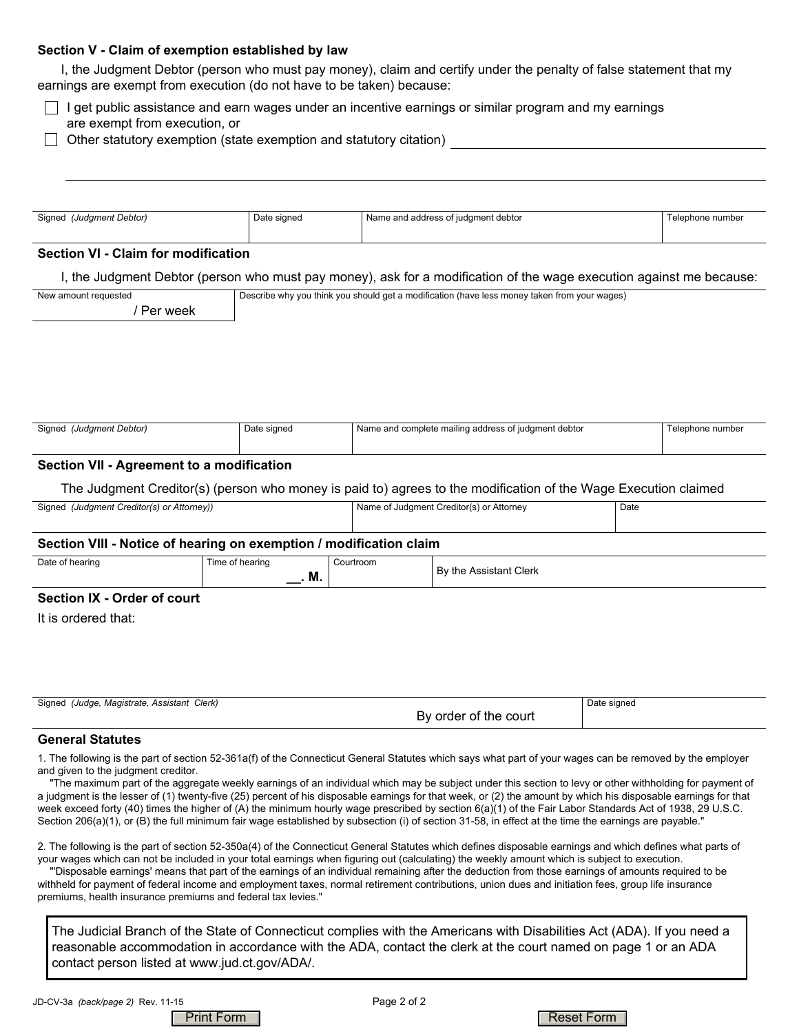## Section V - Claim of exemption established by law

I, the Judgment Debtor (person who must pay money), claim and certify under the penalty of false statement that my earnings are exempt from execution (do not have to be taken) because:

- ☐ I get public assistance and earn wages under an incentive earnings or similar program and my earnings are exempt from execution, or
- ☐ Other statutory exemption (state exemption and statutory citation) ______________________

| Signed *(Judgment Debtor)* | Date signed | Name and address of judgment debtor | Telephone number |
| --- | --- | --- | --- |
| | | | |

## Section VI - Claim for modification

I, the Judgment Debtor (person who must pay money), ask for a modification of the wage execution against me because:

| New amount requested | Describe why you think you should get a modification (have less money taken from your wages) |
| --- | --- |
| / Per week | |

| Signed *(Judgment Debtor)* | Date signed | Name and complete mailing address of judgment debtor | Telephone number |
| --- | --- | --- | --- |
| | | | |

## Section VII - Agreement to a modification

The Judgment Creditor(s) (person who money is paid to) agrees to the modification of the Wage Execution claimed

| Signed *(Judgment Creditor(s) or Attorney))* | Name of Judgment Creditor(s) or Attorney | Date |
| --- | --- | --- |
| | | |

## Section VIII - Notice of hearing on exemption / modification claim

| Date of hearing | Time of hearing | Courtroom | By the Assistant Clerk |
| --- | --- | --- | --- |
| | __. M. | | |

## Section IX - Order of court

It is ordered that:

| Signed *(Judge, Magistrate, Assistant Clerk)* | Date signed |
| --- | --- |
| By order of the court | |

## General Statutes

1. The following is the part of section 52-361a(f) of the Connecticut General Statutes which says what part of your wages can be removed by the employer and given to the judgment creditor.

"The maximum part of the aggregate weekly earnings of an individual which may be subject under this section to levy or other withholding for payment of a judgment is the lesser of (1) twenty-five (25) percent of his disposable earnings for that week, or (2) the amount by which his disposable earnings for that week exceed forty (40) times the higher of (A) the minimum hourly wage prescribed by section 6(a)(1) of the Fair Labor Standards Act of 1938, 29 U.S.C. Section 206(a)(1), or (B) the full minimum fair wage established by subsection (i) of section 31-58, in effect at the time the earnings are payable."

2. The following is the part of section 52-350a(4) of the Connecticut General Statutes which defines disposable earnings and which defines what parts of your wages which can not be included in your total earnings when figuring out (calculating) the weekly amount which is subject to execution.

"'Disposable earnings' means that part of the earnings of an individual remaining after the deduction from those earnings of amounts required to be withheld for payment of federal income and employment taxes, normal retirement contributions, union dues and initiation fees, group life insurance premiums, health insurance premiums and federal tax levies."

The Judicial Branch of the State of Connecticut complies with the Americans with Disabilities Act (ADA). If you need a reasonable accommodation in accordance with the ADA, contact the clerk at the court named on page 1 or an ADA contact person listed at www.jud.ct.gov/ADA/.

JD-CV-3a *(back/page 2)* Rev. 11-15